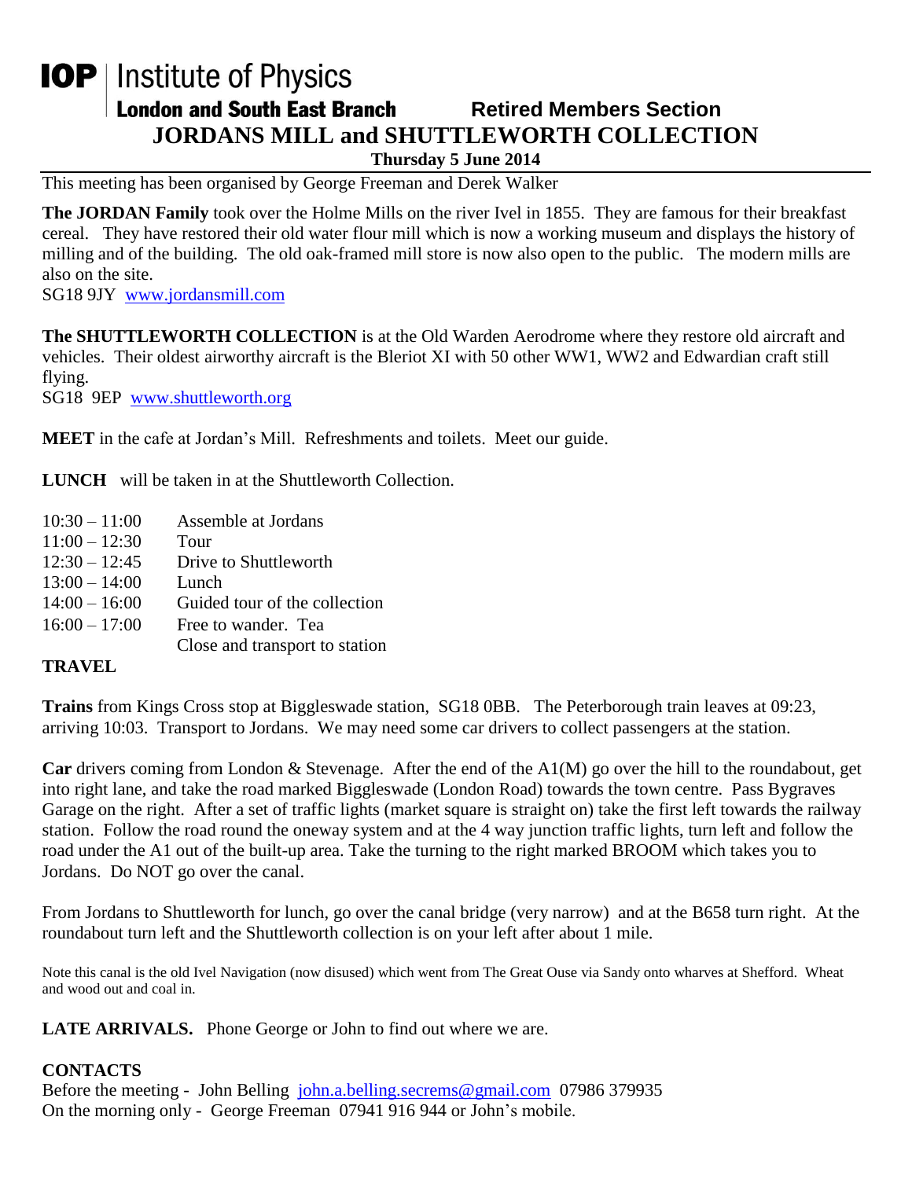# IOP | Institute of Physics

**London and South East Branch** **Retired Members Section**

## JORDANS MILL and SHUTTLEWORTH COLLECTION

**Thursday 5 June 2014**

This meeting has been organised by George Freeman and Derek Walker

**The JORDAN Family** took over the Holme Mills on the river Ivel in 1855. They are famous for their breakfast cereal. They have restored their old water flour mill which is now a working museum and displays the history of milling and of the building. The old oak-framed mill store is now also open to the public. The modern mills are also on the site.
SG18 9JY www.jordansmill.com

**The SHUTTLEWORTH COLLECTION** is at the Old Warden Aerodrome where they restore old aircraft and vehicles. Their oldest airworthy aircraft is the Bleriot XI with 50 other WW1, WW2 and Edwardian craft still flying.
SG18 9EP www.shuttleworth.org

**MEET** in the cafe at Jordan's Mill. Refreshments and toilets. Meet our guide.

**LUNCH** will be taken in at the Shuttleworth Collection.

| | |
|---|---|
| 10:30 – 11:00 | Assemble at Jordans |
| 11:00 – 12:30 | Tour |
| 12:30 – 12:45 | Drive to Shuttleworth |
| 13:00 – 14:00 | Lunch |
| 14:00 – 16:00 | Guided tour of the collection |
| 16:00 – 17:00 | Free to wander. Tea |
| | Close and transport to station |

**TRAVEL**

**Trains** from Kings Cross stop at Biggleswade station, SG18 0BB. The Peterborough train leaves at 09:23, arriving 10:03. Transport to Jordans. We may need some car drivers to collect passengers at the station.

**Car** drivers coming from London & Stevenage. After the end of the A1(M) go over the hill to the roundabout, get into right lane, and take the road marked Biggleswade (London Road) towards the town centre. Pass Bygraves Garage on the right. After a set of traffic lights (market square is straight on) take the first left towards the railway station. Follow the road round the oneway system and at the 4 way junction traffic lights, turn left and follow the road under the A1 out of the built-up area. Take the turning to the right marked BROOM which takes you to Jordans. Do NOT go over the canal.

From Jordans to Shuttleworth for lunch, go over the canal bridge (very narrow) and at the B658 turn right. At the roundabout turn left and the Shuttleworth collection is on your left after about 1 mile.

Note this canal is the old Ivel Navigation (now disused) which went from The Great Ouse via Sandy onto wharves at Shefford. Wheat and wood out and coal in.

**LATE ARRIVALS.** Phone George or John to find out where we are.

**CONTACTS**
Before the meeting - John Belling john.a.belling.secrems@gmail.com 07986 379935
On the morning only - George Freeman 07941 916 944 or John's mobile.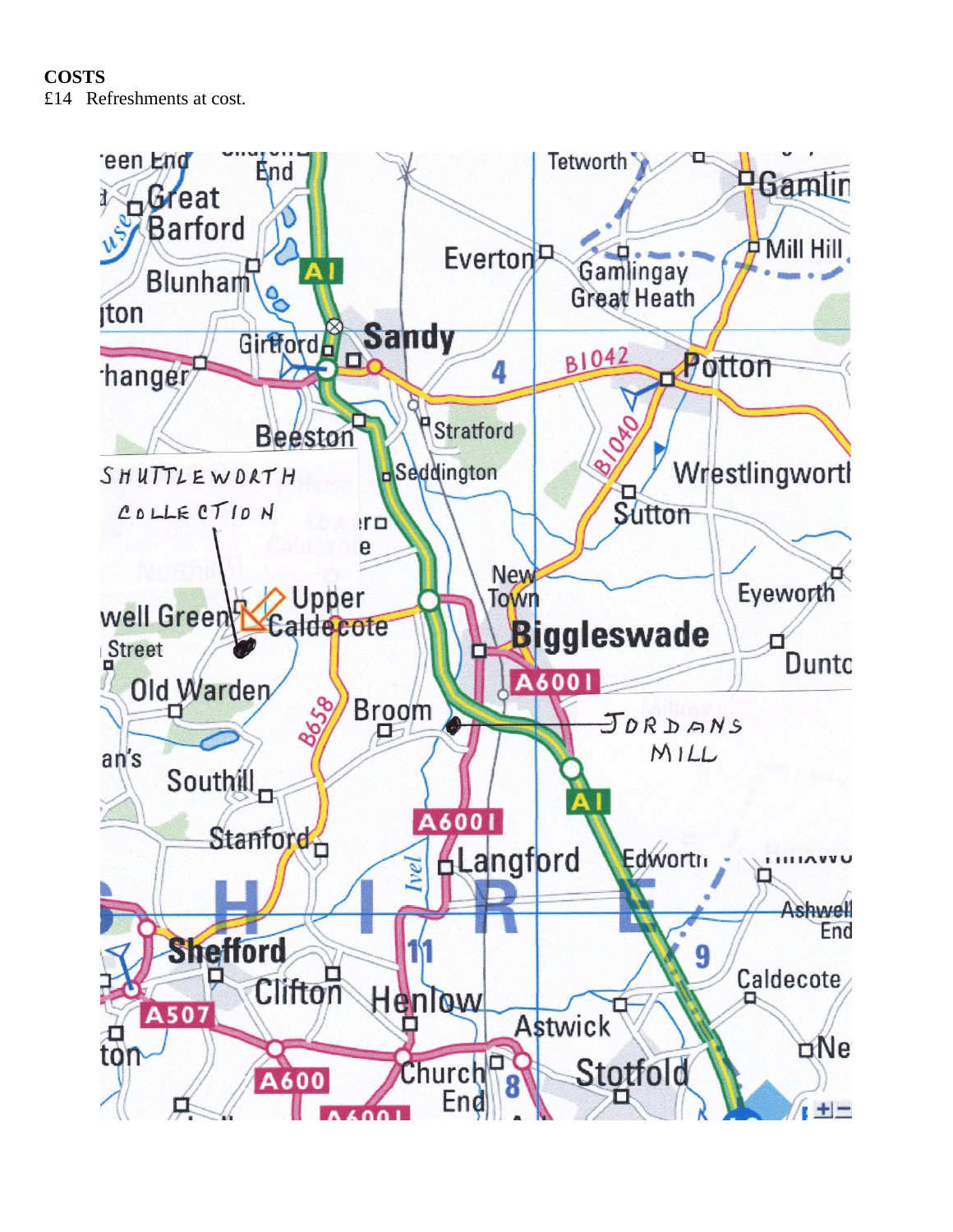**COSTS**

£14 Refreshments at cost.

SHUTTLEWORTH COLLECTION

JORDANS MILL

Great Barford
Blunham
Girtford
Sandy
Everton
Tetworth
Gamlingay
Mill Hill
Gamlingay Great Heath
Potton
B1042
B1040
A1
Beeston
Stratford
Seddington
Sutton
Wrestlingworth
New Town
Biggleswade
Eyeworth
Upper Caldecote
Old Warden
Broom
B658
A6001
Southill
Stanford
Langford
Ivel
Edworth
Ashwell End
Shefford
Clifton
Henlow
Astwick
Caldecote
Stotfold
Church End
A507
A600